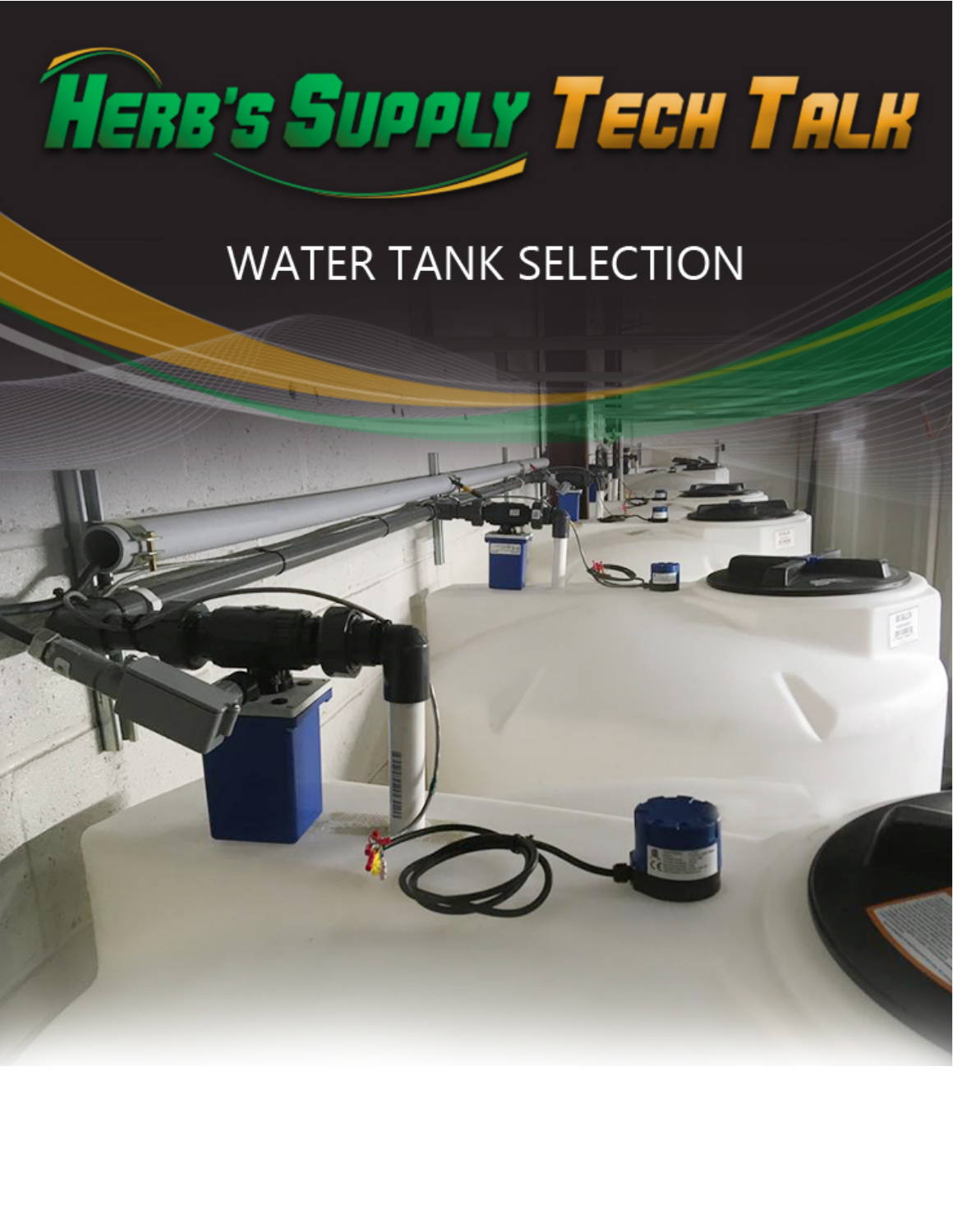# Herb's Supply Tech Talk

## WATER TANK SELECTION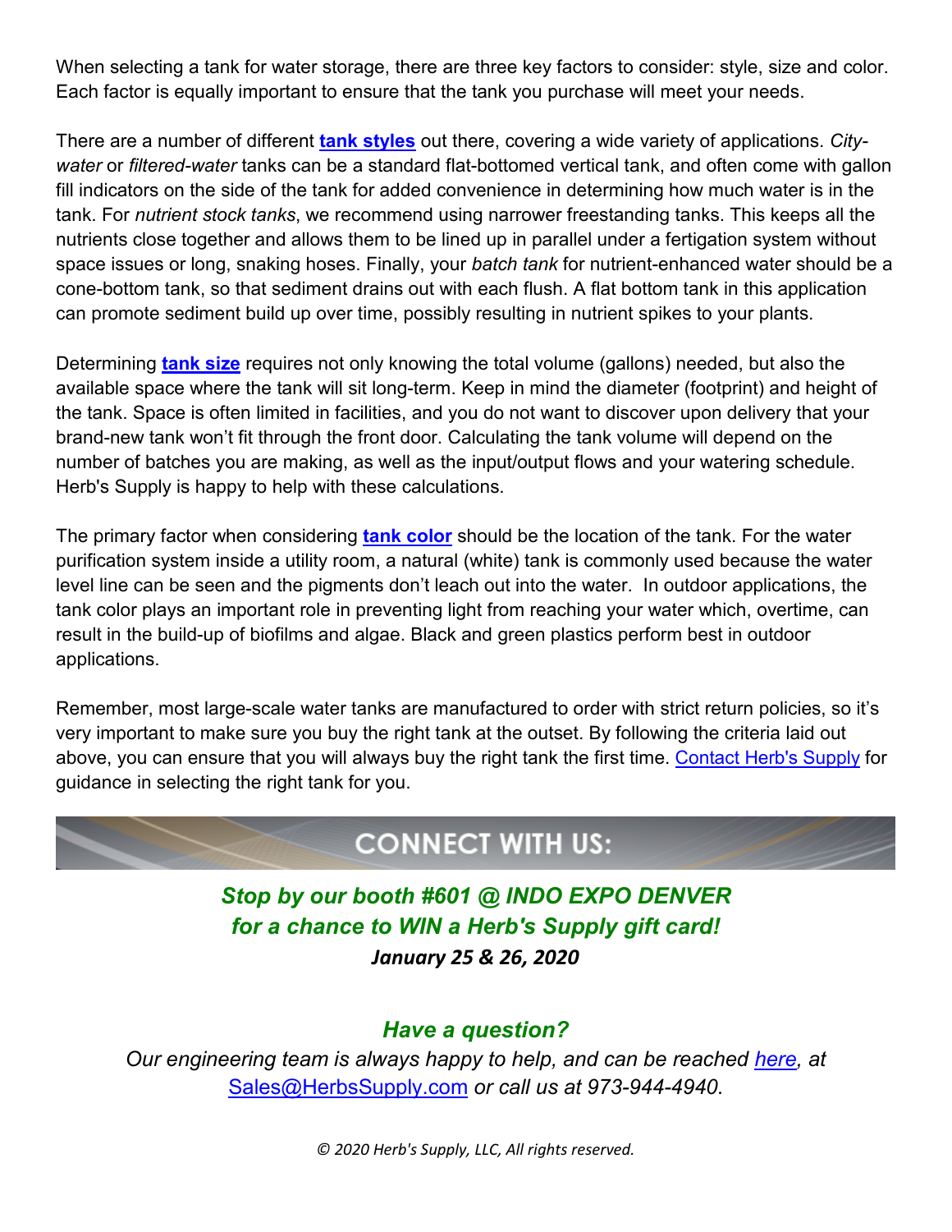When selecting a tank for water storage, there are three key factors to consider: style, size and color. Each factor is equally important to ensure that the tank you purchase will meet your needs.

There are a number of different **tank styles** out there, covering a wide variety of applications. *City-water* or *filtered-water* tanks can be a standard flat-bottomed vertical tank, and often come with gallon fill indicators on the side of the tank for added convenience in determining how much water is in the tank. For *nutrient stock tanks*, we recommend using narrower freestanding tanks. This keeps all the nutrients close together and allows them to be lined up in parallel under a fertigation system without space issues or long, snaking hoses. Finally, your *batch tank* for nutrient-enhanced water should be a cone-bottom tank, so that sediment drains out with each flush. A flat bottom tank in this application can promote sediment build up over time, possibly resulting in nutrient spikes to your plants.

Determining **tank size** requires not only knowing the total volume (gallons) needed, but also the available space where the tank will sit long-term. Keep in mind the diameter (footprint) and height of the tank. Space is often limited in facilities, and you do not want to discover upon delivery that your brand-new tank won't fit through the front door. Calculating the tank volume will depend on the number of batches you are making, as well as the input/output flows and your watering schedule. Herb's Supply is happy to help with these calculations.

The primary factor when considering **tank color** should be the location of the tank. For the water purification system inside a utility room, a natural (white) tank is commonly used because the water level line can be seen and the pigments don't leach out into the water. In outdoor applications, the tank color plays an important role in preventing light from reaching your water which, overtime, can result in the build-up of biofilms and algae. Black and green plastics perform best in outdoor applications.

Remember, most large-scale water tanks are manufactured to order with strict return policies, so it's very important to make sure you buy the right tank at the outset. By following the criteria laid out above, you can ensure that you will always buy the right tank the first time. Contact Herb's Supply for guidance in selecting the right tank for you.

## CONNECT WITH US:

***Stop by our booth #601 @ INDO EXPO DENVER***
***for a chance to WIN a Herb's Supply gift card!***

***January 25 & 26, 2020***

### *Have a question?*

*Our engineering team is always happy to help, and can be reached here, at Sales@HerbsSupply.com or call us at 973-944-4940.*

*© 2020 Herb's Supply, LLC, All rights reserved.*